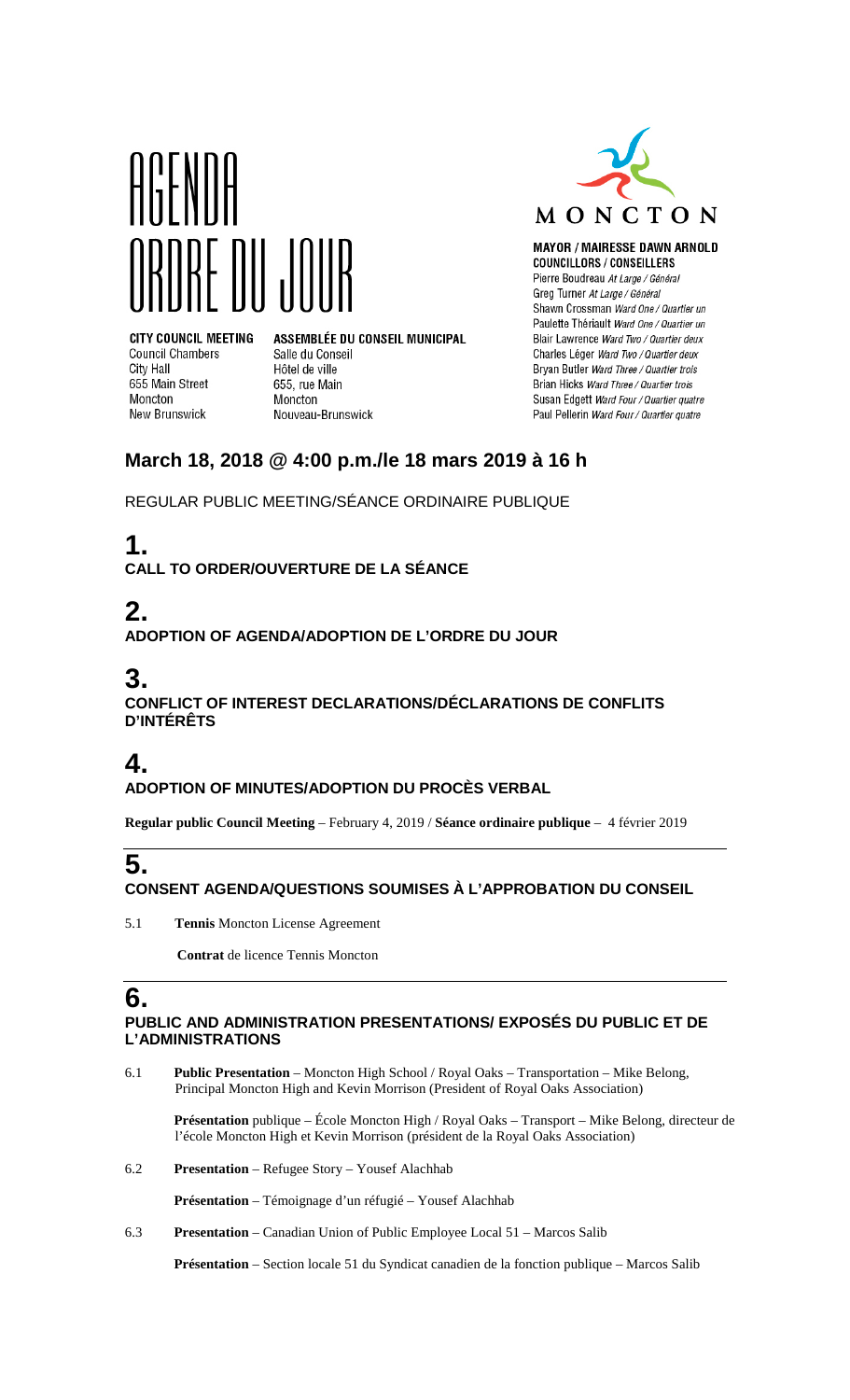# AGENDA
# ORDRE DU JOUR

**CITY COUNCIL MEETING**
Council Chambers
City Hall
655 Main Street
Moncton
New Brunswick

**ASSEMBLÉE DU CONSEIL MUNICIPAL**
Salle du Conseil
Hôtel de ville
655, rue Main
Moncton
Nouveau-Brunswick

MONCTON

**MAYOR / MAIRESSE DAWN ARNOLD**
**COUNCILLORS / CONSEILLERS**
Pierre Boudreau *At Large / Général*
Greg Turner *At Large / Général*
Shawn Crossman *Ward One / Quartier un*
Paulette Thériault *Ward One / Quartier un*
Blair Lawrence *Ward Two / Quartier deux*
Charles Léger *Ward Two / Quartier deux*
Bryan Butler *Ward Three / Quartier trois*
Brian Hicks *Ward Three / Quartier trois*
Susan Edgett *Ward Four / Quartier quatre*
Paul Pellerin *Ward Four / Quartier quatre*

## March 18, 2018 @ 4:00 p.m./le 18 mars 2019 à 16 h

REGULAR PUBLIC MEETING/SÉANCE ORDINAIRE PUBLIQUE

## 1.
**CALL TO ORDER/OUVERTURE DE LA SÉANCE**

## 2.
**ADOPTION OF AGENDA/ADOPTION DE L'ORDRE DU JOUR**

## 3.
**CONFLICT OF INTEREST DECLARATIONS/DÉCLARATIONS DE CONFLITS D'INTÉRÊTS**

## 4.
**ADOPTION OF MINUTES/ADOPTION DU PROCÈS VERBAL**

**Regular public Council Meeting** – February 4, 2019 / **Séance ordinaire publique** – 4 février 2019

## 5.
**CONSENT AGENDA/QUESTIONS SOUMISES À L'APPROBATION DU CONSEIL**

5.1 **Tennis** Moncton License Agreement

**Contrat** de licence Tennis Moncton

## 6.
**PUBLIC AND ADMINISTRATION PRESENTATIONS/ EXPOSÉS DU PUBLIC ET DE L'ADMINISTRATIONS**

6.1 **Public Presentation** – Moncton High School / Royal Oaks – Transportation – Mike Belong, Principal Moncton High and Kevin Morrison (President of Royal Oaks Association)

**Présentation** publique – École Moncton High / Royal Oaks – Transport – Mike Belong, directeur de l'école Moncton High et Kevin Morrison (président de la Royal Oaks Association)

6.2 **Presentation** – Refugee Story – Yousef Alachhab

**Présentation** – Témoignage d'un réfugié – Yousef Alachhab

6.3 **Presentation** – Canadian Union of Public Employee Local 51 – Marcos Salib

**Présentation** – Section locale 51 du Syndicat canadien de la fonction publique – Marcos Salib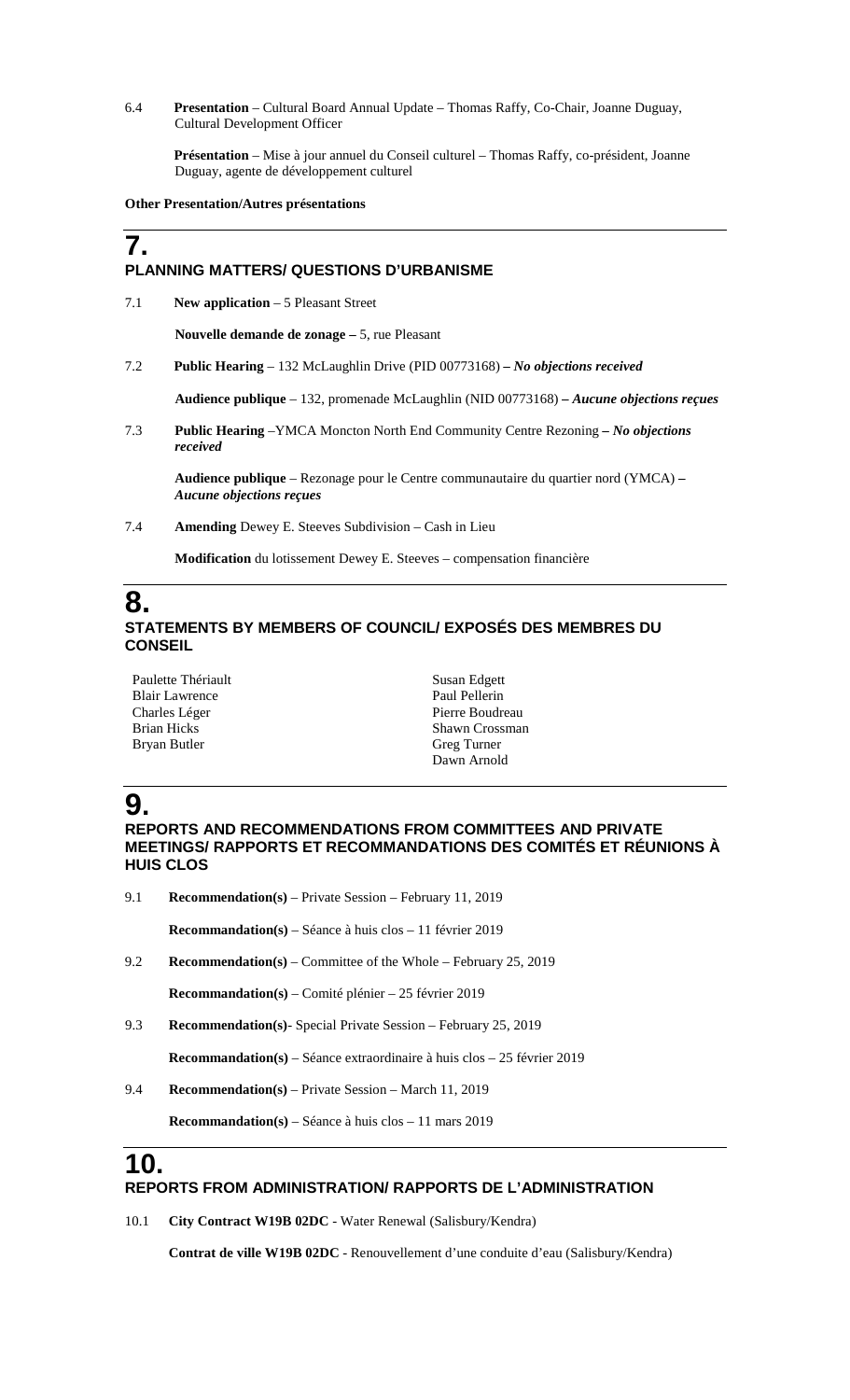6.4 **Presentation** – Cultural Board Annual Update – Thomas Raffy, Co-Chair, Joanne Duguay, Cultural Development Officer

**Présentation** – Mise à jour annuel du Conseil culturel – Thomas Raffy, co-président, Joanne Duguay, agente de développement culturel

**Other Presentation/Autres présentations**

# 7.

## PLANNING MATTERS/ QUESTIONS D'URBANISME

7.1 **New application** – 5 Pleasant Street

**Nouvelle demande de zonage –** 5, rue Pleasant

7.2 **Public Hearing** – 132 McLaughlin Drive (PID 00773168) **–** ***No objections received***

**Audience publique** – 132, promenade McLaughlin (NID 00773168) **–** ***Aucune objections reçues***

7.3 **Public Hearing** –YMCA Moncton North End Community Centre Rezoning **–** ***No objections received***

**Audience publique** – Rezonage pour le Centre communautaire du quartier nord (YMCA) **–** ***Aucune objections reçues***

7.4 **Amending** Dewey E. Steeves Subdivision – Cash in Lieu

**Modification** du lotissement Dewey E. Steeves – compensation financière

# 8.

## STATEMENTS BY MEMBERS OF COUNCIL/ EXPOSÉS DES MEMBRES DU CONSEIL

Paulette Thériault
Blair Lawrence
Charles Léger
Brian Hicks
Bryan Butler
Susan Edgett
Paul Pellerin
Pierre Boudreau
Shawn Crossman
Greg Turner
Dawn Arnold

# 9.

## REPORTS AND RECOMMENDATIONS FROM COMMITTEES AND PRIVATE MEETINGS/ RAPPORTS ET RECOMMANDATIONS DES COMITÉS ET RÉUNIONS À HUIS CLOS

9.1 **Recommendation(s)** – Private Session – February 11, 2019

**Recommandation(s)** – Séance à huis clos – 11 février 2019

9.2 **Recommendation(s)** – Committee of the Whole – February 25, 2019

**Recommandation(s)** – Comité plénier – 25 février 2019

9.3 **Recommendation(s)**- Special Private Session – February 25, 2019

**Recommandation(s)** – Séance extraordinaire à huis clos – 25 février 2019

9.4 **Recommendation(s)** – Private Session – March 11, 2019

**Recommandation(s)** – Séance à huis clos – 11 mars 2019

# 10.

## REPORTS FROM ADMINISTRATION/ RAPPORTS DE L'ADMINISTRATION

10.1 **City Contract W19B 02DC** - Water Renewal (Salisbury/Kendra)

**Contrat de ville W19B 02DC** - Renouvellement d'une conduite d'eau (Salisbury/Kendra)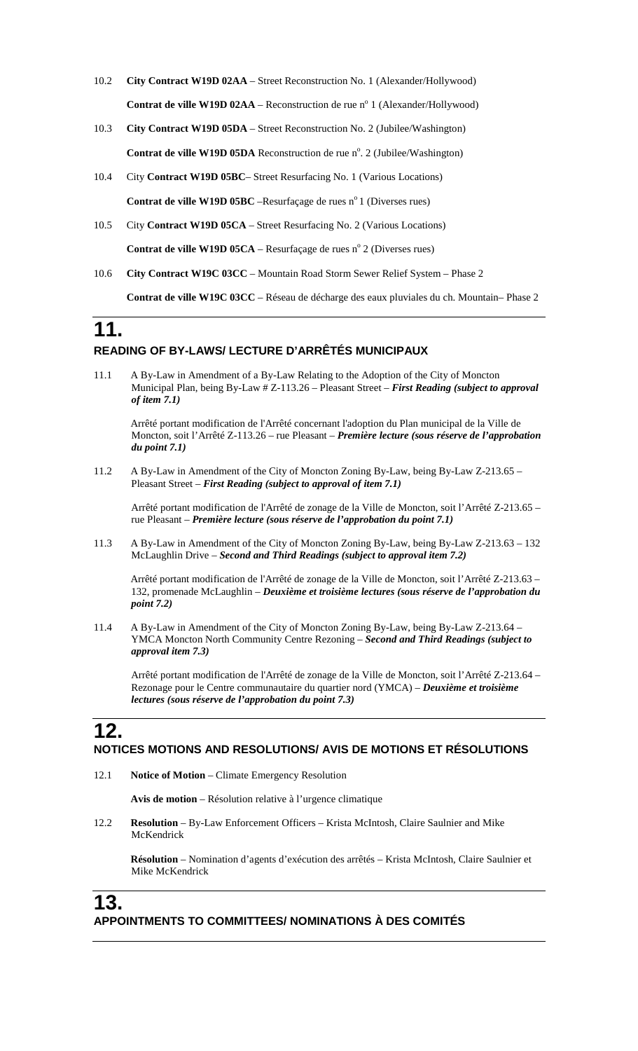10.2 **City Contract W19D 02AA** – Street Reconstruction No. 1 (Alexander/Hollywood)

**Contrat de ville W19D 02AA** – Reconstruction de rue n° 1 (Alexander/Hollywood)

10.3 **City Contract W19D 05DA** – Street Reconstruction No. 2 (Jubilee/Washington)

**Contrat de ville W19D 05DA** Reconstruction de rue n°. 2 (Jubilee/Washington)

10.4 City **Contract W19D 05BC**– Street Resurfacing No. 1 (Various Locations)

**Contrat de ville W19D 05BC** –Resurfaçage de rues n° 1 (Diverses rues)

10.5 City **Contract W19D 05CA** – Street Resurfacing No. 2 (Various Locations)

**Contrat de ville W19D 05CA** – Resurfaçage de rues n° 2 (Diverses rues)

10.6 **City Contract W19C 03CC** – Mountain Road Storm Sewer Relief System – Phase 2

**Contrat de ville W19C 03CC** – Réseau de décharge des eaux pluviales du ch. Mountain– Phase 2

# 11.

## READING OF BY-LAWS/ LECTURE D'ARRÊTÉS MUNICIPAUX

11.1 A By-Law in Amendment of a By-Law Relating to the Adoption of the City of Moncton Municipal Plan, being By-Law # Z-113.26 – Pleasant Street – ***First Reading (subject to approval of item 7.1)***

Arrêté portant modification de l'Arrêté concernant l'adoption du Plan municipal de la Ville de Moncton, soit l'Arrêté Z-113.26 – rue Pleasant – ***Première lecture (sous réserve de l'approbation du point 7.1)***

11.2 A By-Law in Amendment of the City of Moncton Zoning By-Law, being By-Law Z-213.65 – Pleasant Street – ***First Reading (subject to approval of item 7.1)***

Arrêté portant modification de l'Arrêté de zonage de la Ville de Moncton, soit l'Arrêté Z-213.65 – rue Pleasant – ***Première lecture (sous réserve de l'approbation du point 7.1)***

11.3 A By-Law in Amendment of the City of Moncton Zoning By-Law, being By-Law Z-213.63 – 132 McLaughlin Drive – ***Second and Third Readings (subject to approval item 7.2)***

Arrêté portant modification de l'Arrêté de zonage de la Ville de Moncton, soit l'Arrêté Z-213.63 – 132, promenade McLaughlin – ***Deuxième et troisième lectures (sous réserve de l'approbation du point 7.2)***

11.4 A By-Law in Amendment of the City of Moncton Zoning By-Law, being By-Law Z-213.64 – YMCA Moncton North Community Centre Rezoning – ***Second and Third Readings (subject to approval item 7.3)***

Arrêté portant modification de l'Arrêté de zonage de la Ville de Moncton, soit l'Arrêté Z-213.64 – Rezonage pour le Centre communautaire du quartier nord (YMCA) – ***Deuxième et troisième lectures (sous réserve de l'approbation du point 7.3)***

# 12.

## NOTICES MOTIONS AND RESOLUTIONS/ AVIS DE MOTIONS ET RÉSOLUTIONS

12.1 **Notice of Motion** – Climate Emergency Resolution

**Avis de motion** – Résolution relative à l'urgence climatique

12.2 **Resolution** – By-Law Enforcement Officers – Krista McIntosh, Claire Saulnier and Mike McKendrick

**Résolution** – Nomination d'agents d'exécution des arrêtés – Krista McIntosh, Claire Saulnier et Mike McKendrick

# 13.

## APPOINTMENTS TO COMMITTEES/ NOMINATIONS À DES COMITÉS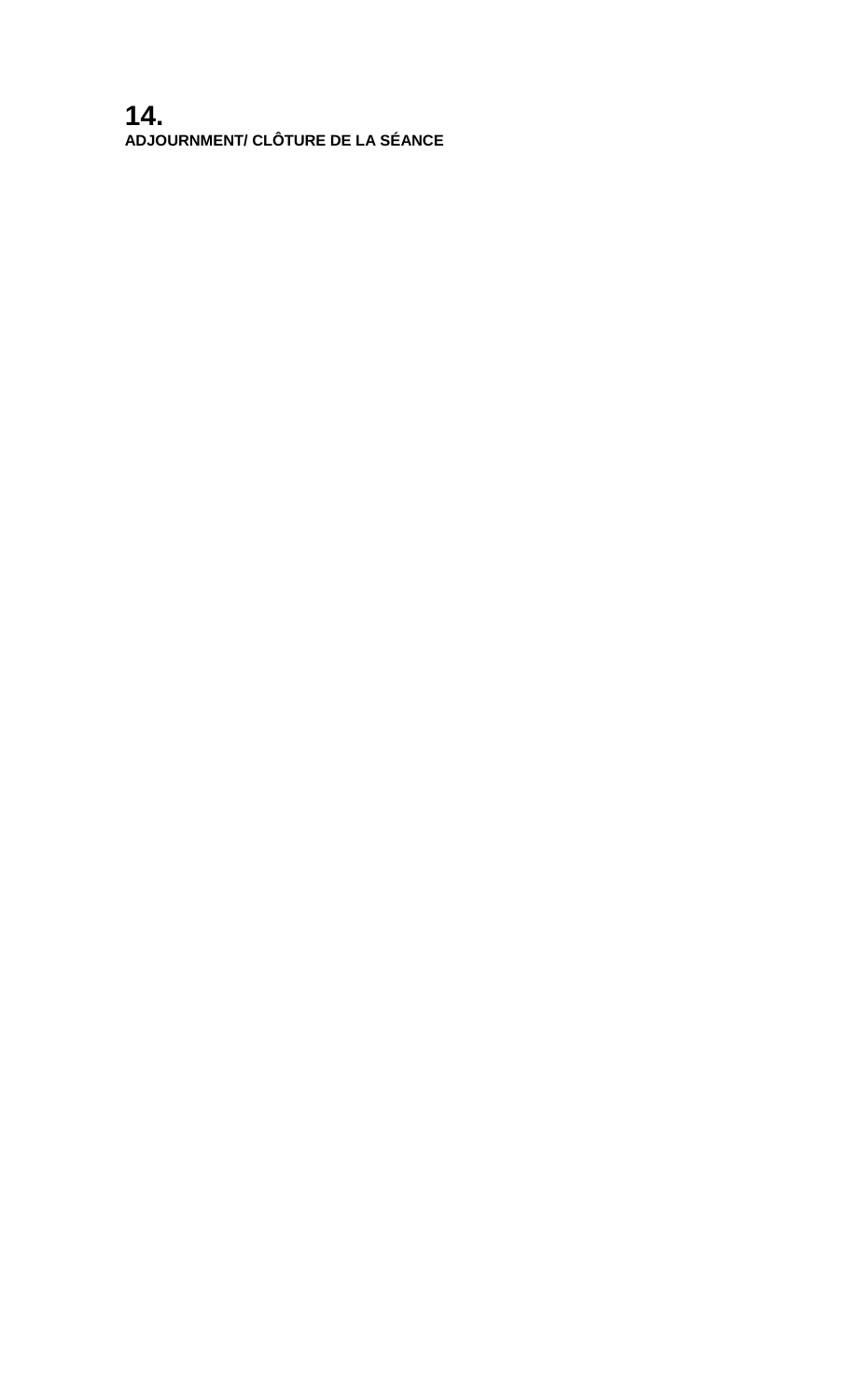## 14.

**ADJOURNMENT/ CLÔTURE DE LA SÉANCE**